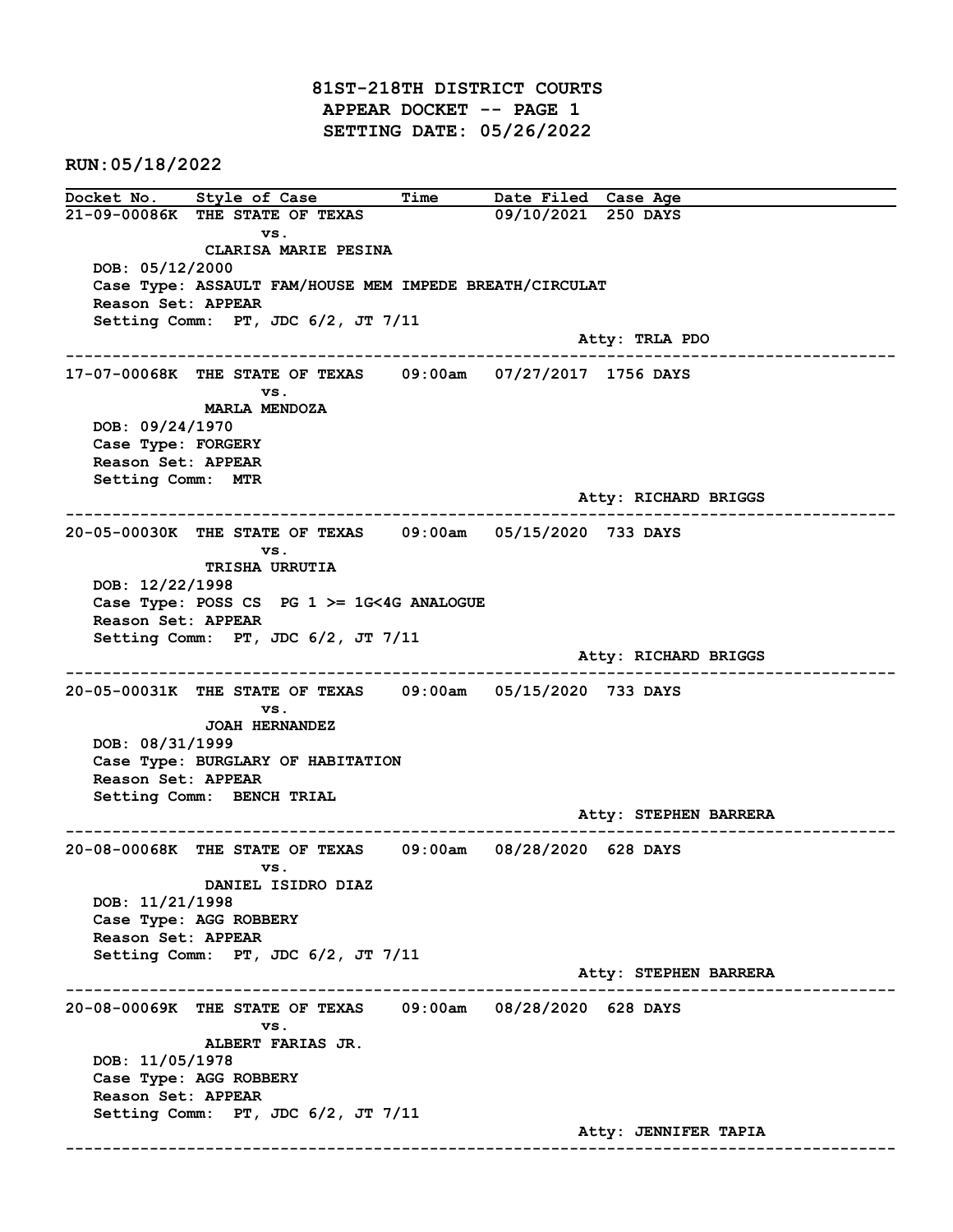# 81ST-218TH DISTRICT COURTS
## APPEAR DOCKET -- PAGE 1
## SETTING DATE: 05/26/2022

**RUN:05/18/2022**

| Docket No. | Style of Case | Time | Date Filed | Case Age |
|---|---|---|---|---|

**21-09-00086K** THE STATE OF TEXAS vs. CLARISA MARIE PESINA — Date Filed: 09/10/2021 — Case Age: 250 DAYS
DOB: 05/12/2000
Case Type: ASSAULT FAM/HOUSE MEM IMPEDE BREATH/CIRCULAT
Reason Set: APPEAR
Setting Comm: PT, JDC 6/2, JT 7/11
Atty: TRLA PDO

---

**17-07-00068K** THE STATE OF TEXAS vs. MARLA MENDOZA — 09:00am — Date Filed: 07/27/2017 — Case Age: 1756 DAYS
DOB: 09/24/1970
Case Type: FORGERY
Reason Set: APPEAR
Setting Comm: MTR
Atty: RICHARD BRIGGS

---

**20-05-00030K** THE STATE OF TEXAS vs. TRISHA URRUTIA — 09:00am — Date Filed: 05/15/2020 — Case Age: 733 DAYS
DOB: 12/22/1998
Case Type: POSS CS PG 1 >= 1G<4G ANALOGUE
Reason Set: APPEAR
Setting Comm: PT, JDC 6/2, JT 7/11
Atty: RICHARD BRIGGS

---

**20-05-00031K** THE STATE OF TEXAS vs. JOAH HERNANDEZ — 09:00am — Date Filed: 05/15/2020 — Case Age: 733 DAYS
DOB: 08/31/1999
Case Type: BURGLARY OF HABITATION
Reason Set: APPEAR
Setting Comm: BENCH TRIAL
Atty: STEPHEN BARRERA

---

**20-08-00068K** THE STATE OF TEXAS vs. DANIEL ISIDRO DIAZ — 09:00am — Date Filed: 08/28/2020 — Case Age: 628 DAYS
DOB: 11/21/1998
Case Type: AGG ROBBERY
Reason Set: APPEAR
Setting Comm: PT, JDC 6/2, JT 7/11
Atty: STEPHEN BARRERA

---

**20-08-00069K** THE STATE OF TEXAS vs. ALBERT FARIAS JR. — 09:00am — Date Filed: 08/28/2020 — Case Age: 628 DAYS
DOB: 11/05/1978
Case Type: AGG ROBBERY
Reason Set: APPEAR
Setting Comm: PT, JDC 6/2, JT 7/11
Atty: JENNIFER TAPIA

---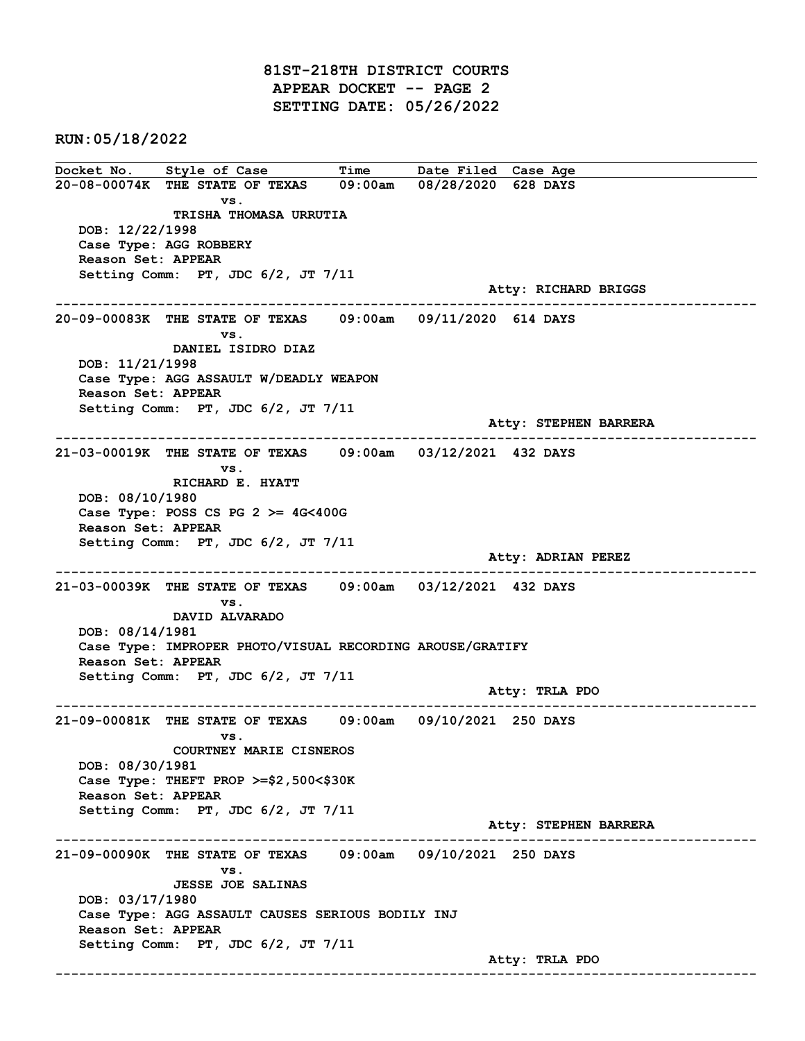# 81ST-218TH DISTRICT COURTS
## APPEAR DOCKET -- PAGE 2
## SETTING DATE: 05/26/2022

**RUN:05/18/2022**

| Docket No. | Style of Case | Time | Date Filed | Case Age |
|---|---|---|---|---|

**20-08-00074K** THE STATE OF TEXAS vs. TRISHA THOMASA URRUTIA — 09:00am — 08/28/2020 — 628 DAYS

DOB: 12/22/1998
Case Type: AGG ROBBERY
Reason Set: APPEAR
Setting Comm: PT, JDC 6/2, JT 7/11
Atty: RICHARD BRIGGS

---

**20-09-00083K** THE STATE OF TEXAS vs. DANIEL ISIDRO DIAZ — 09:00am — 09/11/2020 — 614 DAYS

DOB: 11/21/1998
Case Type: AGG ASSAULT W/DEADLY WEAPON
Reason Set: APPEAR
Setting Comm: PT, JDC 6/2, JT 7/11
Atty: STEPHEN BARRERA

---

**21-03-00019K** THE STATE OF TEXAS vs. RICHARD E. HYATT — 09:00am — 03/12/2021 — 432 DAYS

DOB: 08/10/1980
Case Type: POSS CS PG 2 >= 4G<400G
Reason Set: APPEAR
Setting Comm: PT, JDC 6/2, JT 7/11
Atty: ADRIAN PEREZ

---

**21-03-00039K** THE STATE OF TEXAS vs. DAVID ALVARADO — 09:00am — 03/12/2021 — 432 DAYS

DOB: 08/14/1981
Case Type: IMPROPER PHOTO/VISUAL RECORDING AROUSE/GRATIFY
Reason Set: APPEAR
Setting Comm: PT, JDC 6/2, JT 7/11
Atty: TRLA PDO

---

**21-09-00081K** THE STATE OF TEXAS vs. COURTNEY MARIE CISNEROS — 09:00am — 09/10/2021 — 250 DAYS

DOB: 08/30/1981
Case Type: THEFT PROP >=$2,500<$30K
Reason Set: APPEAR
Setting Comm: PT, JDC 6/2, JT 7/11
Atty: STEPHEN BARRERA

---

**21-09-00090K** THE STATE OF TEXAS vs. JESSE JOE SALINAS — 09:00am — 09/10/2021 — 250 DAYS

DOB: 03/17/1980
Case Type: AGG ASSAULT CAUSES SERIOUS BODILY INJ
Reason Set: APPEAR
Setting Comm: PT, JDC 6/2, JT 7/11
Atty: TRLA PDO

---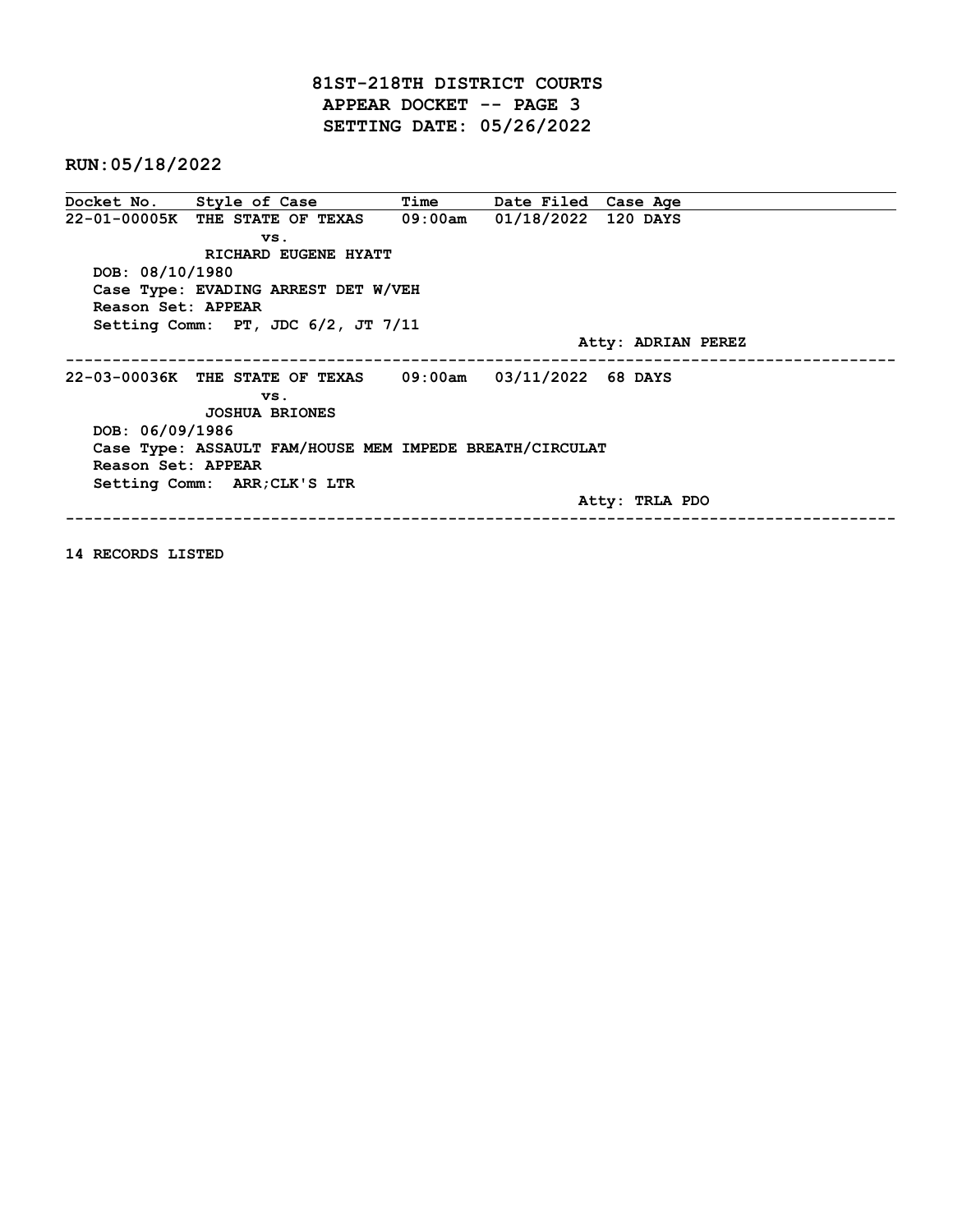**81ST-218TH DISTRICT COURTS**
**APPEAR DOCKET -- PAGE 3**
**SETTING DATE: 05/26/2022**

**RUN:05/18/2022**

| Docket No. | Style of Case | Time | Date Filed | Case Age |
|---|---|---|---|---|
| 22-01-00005K | THE STATE OF TEXAS vs. RICHARD EUGENE HYATT | 09:00am | 01/18/2022 | 120 DAYS |

DOB: 08/10/1980
Case Type: EVADING ARREST DET W/VEH
Reason Set: APPEAR
Setting Comm: PT, JDC 6/2, JT 7/11
Atty: ADRIAN PEREZ

---

| Docket No. | Style of Case | Time | Date Filed | Case Age |
|---|---|---|---|---|
| 22-03-00036K | THE STATE OF TEXAS vs. JOSHUA BRIONES | 09:00am | 03/11/2022 | 68 DAYS |

DOB: 06/09/1986
Case Type: ASSAULT FAM/HOUSE MEM IMPEDE BREATH/CIRCULAT
Reason Set: APPEAR
Setting Comm: ARR;CLK'S LTR
Atty: TRLA PDO

---

14 RECORDS LISTED